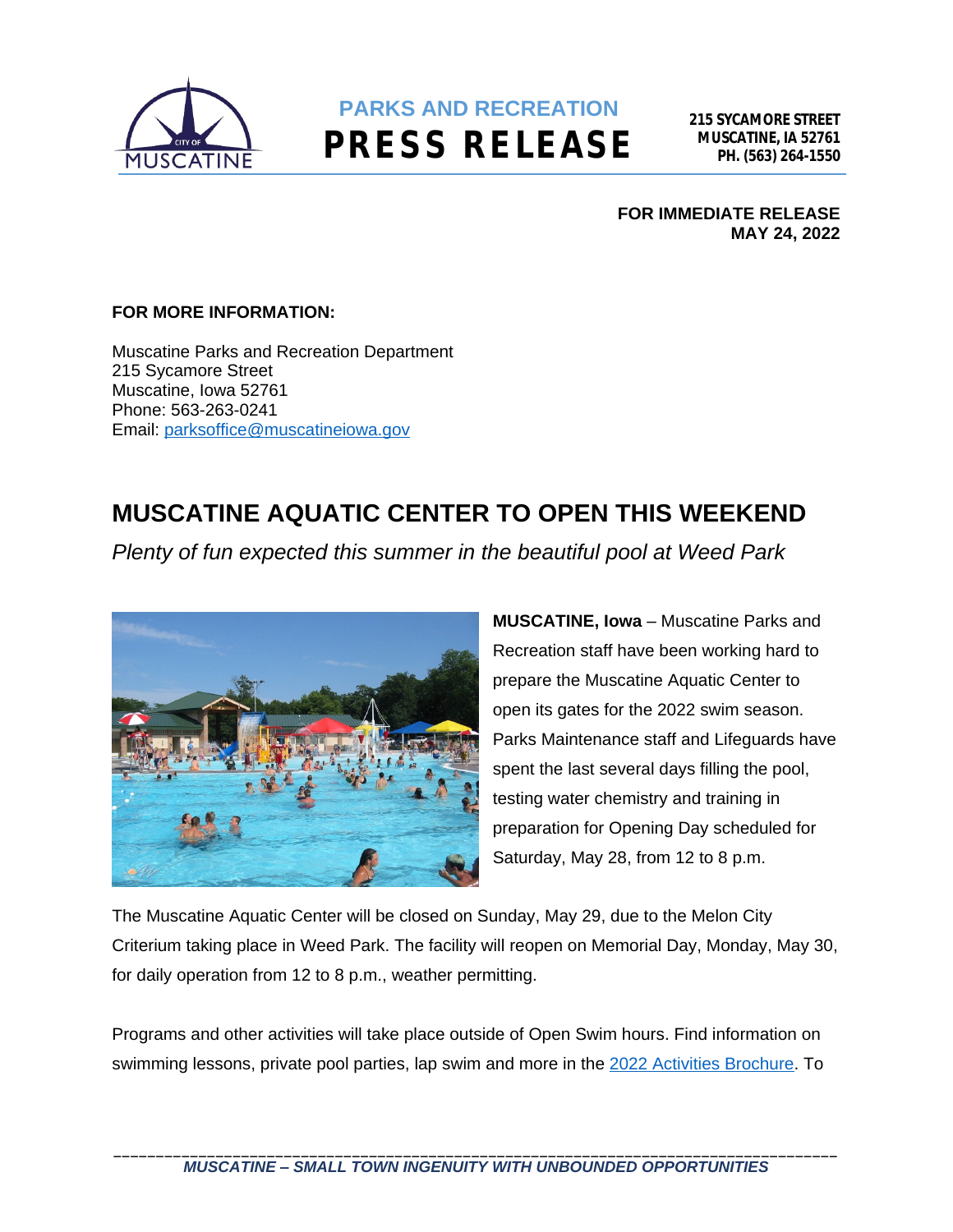**PARKS AND RECREATION**

# PRESS RELEASE

**215 SYCAMORE STREET**
**MUSCATINE, IA 52761**
**PH. (563) 264-1550**

**FOR IMMEDIATE RELEASE**
**MAY 24, 2022**

**FOR MORE INFORMATION:**

Muscatine Parks and Recreation Department
215 Sycamore Street
Muscatine, Iowa 52761
Phone: 563-263-0241
Email: parksoffice@muscatineiowa.gov

## MUSCATINE AQUATIC CENTER TO OPEN THIS WEEKEND

*Plenty of fun expected this summer in the beautiful pool at Weed Park*

**MUSCATINE, Iowa** – Muscatine Parks and Recreation staff have been working hard to prepare the Muscatine Aquatic Center to open its gates for the 2022 swim season. Parks Maintenance staff and Lifeguards have spent the last several days filling the pool, testing water chemistry and training in preparation for Opening Day scheduled for Saturday, May 28, from 12 to 8 p.m.

The Muscatine Aquatic Center will be closed on Sunday, May 29, due to the Melon City Criterium taking place in Weed Park. The facility will reopen on Memorial Day, Monday, May 30, for daily operation from 12 to 8 p.m., weather permitting.

Programs and other activities will take place outside of Open Swim hours. Find information on swimming lessons, private pool parties, lap swim and more in the 2022 Activities Brochure. To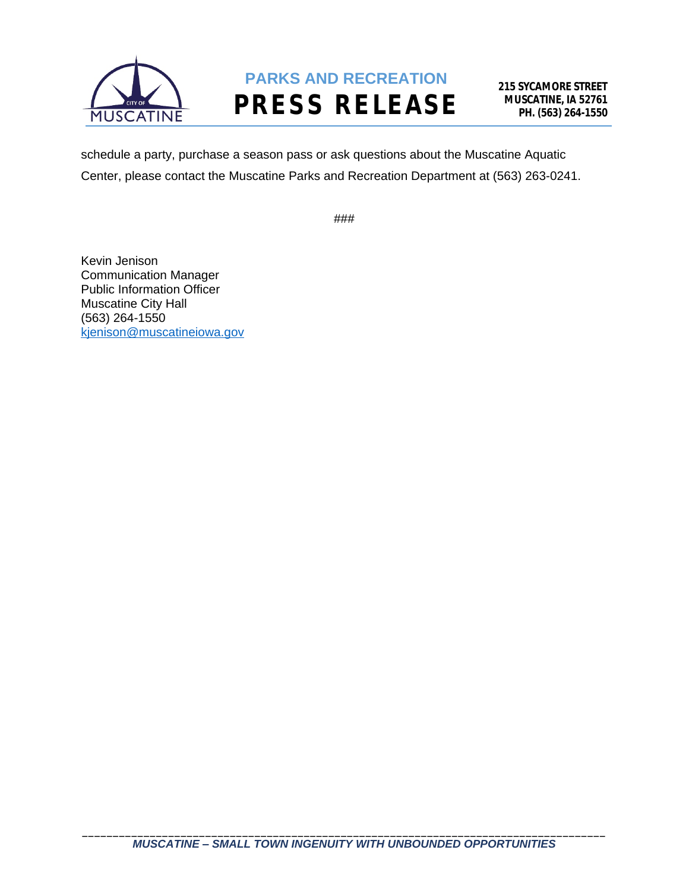schedule a party, purchase a season pass or ask questions about the Muscatine Aquatic Center, please contact the Muscatine Parks and Recreation Department at (563) 263-0241.

###

Kevin Jenison
Communication Manager
Public Information Officer
Muscatine City Hall
(563) 264-1550
kjenison@muscatineiowa.gov